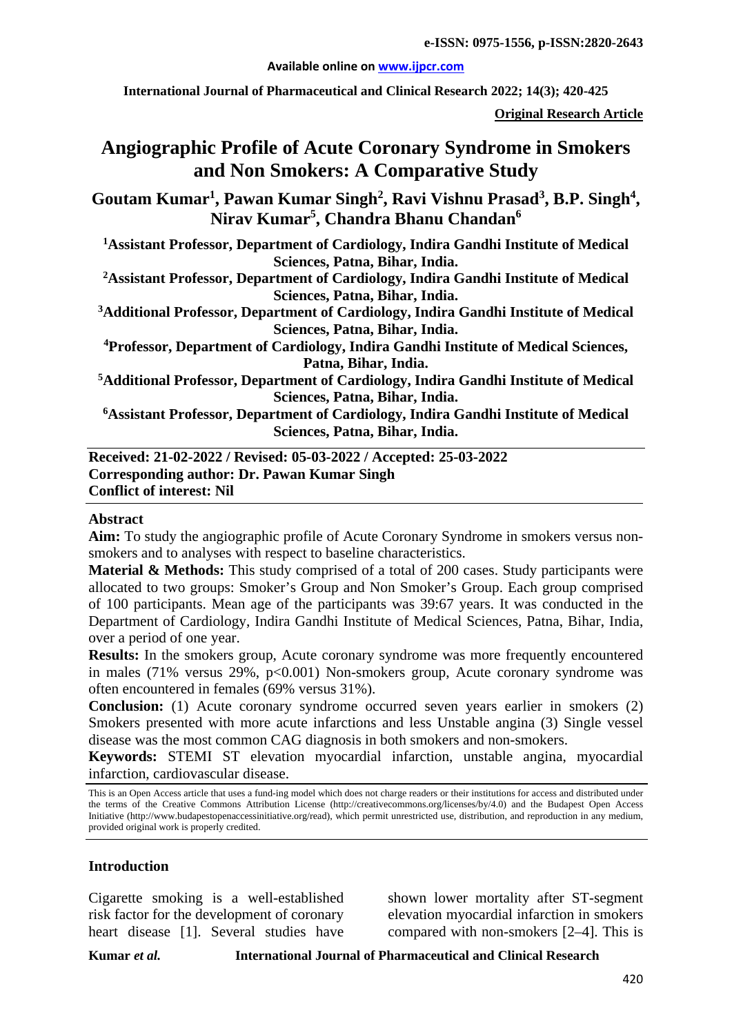e-ISSN: 0975-1556, p-ISSN:2820-2643

**Available online on www.ijpcr.com**

**Original Research Article**

# Angiographic Profile of Acute Coronary Syndrome in Smokers and Non Smokers: A Comparative Study

**Goutam Kumar[1], Pawan Kumar Singh[2], Ravi Vishnu Prasad[3], B.P. Singh[4], Nirav Kumar[5], Chandra Bhanu Chandan[6]**

[1]Assistant Professor, Department of Cardiology, Indira Gandhi Institute of Medical Sciences, Patna, Bihar, India.

[2]Assistant Professor, Department of Cardiology, Indira Gandhi Institute of Medical Sciences, Patna, Bihar, India.

[3]Additional Professor, Department of Cardiology, Indira Gandhi Institute of Medical Sciences, Patna, Bihar, India.

[4]Professor, Department of Cardiology, Indira Gandhi Institute of Medical Sciences, Patna, Bihar, India.

[5]Additional Professor, Department of Cardiology, Indira Gandhi Institute of Medical Sciences, Patna, Bihar, India.

[6]Assistant Professor, Department of Cardiology, Indira Gandhi Institute of Medical Sciences, Patna, Bihar, India.

**Received: 21-02-2022 / Revised: 05-03-2022 / Accepted: 25-03-2022**
**Corresponding author: Dr. Pawan Kumar Singh**
**Conflict of interest: Nil**

## Abstract

**Aim:** To study the angiographic profile of Acute Coronary Syndrome in smokers versus non-smokers and to analyses with respect to baseline characteristics.

**Material & Methods:** This study comprised of a total of 200 cases. Study participants were allocated to two groups: Smoker's Group and Non Smoker's Group. Each group comprised of 100 participants. Mean age of the participants was 39:67 years. It was conducted in the Department of Cardiology, Indira Gandhi Institute of Medical Sciences, Patna, Bihar, India, over a period of one year.

**Results:** In the smokers group, Acute coronary syndrome was more frequently encountered in males (71% versus 29%, $p<0.001$) Non-smokers group, Acute coronary syndrome was often encountered in females (69% versus 31%).

**Conclusion:** (1) Acute coronary syndrome occurred seven years earlier in smokers (2) Smokers presented with more acute infarctions and less Unstable angina (3) Single vessel disease was the most common CAG diagnosis in both smokers and non-smokers.

**Keywords:** STEMI ST elevation myocardial infarction, unstable angina, myocardial infarction, cardiovascular disease.

This is an Open Access article that uses a fund-ing model which does not charge readers or their institutions for access and distributed under the terms of the Creative Commons Attribution License (http://creativecommons.org/licenses/by/4.0) and the Budapest Open Access Initiative (http://www.budapestopenaccessinitiative.org/read), which permit unrestricted use, distribution, and reproduction in any medium, provided original work is properly credited.

## Introduction

Cigarette smoking is a well-established risk factor for the development of coronary heart disease [1]. Several studies have shown lower mortality after ST-segment elevation myocardial infarction in smokers compared with non-smokers [2–4]. This is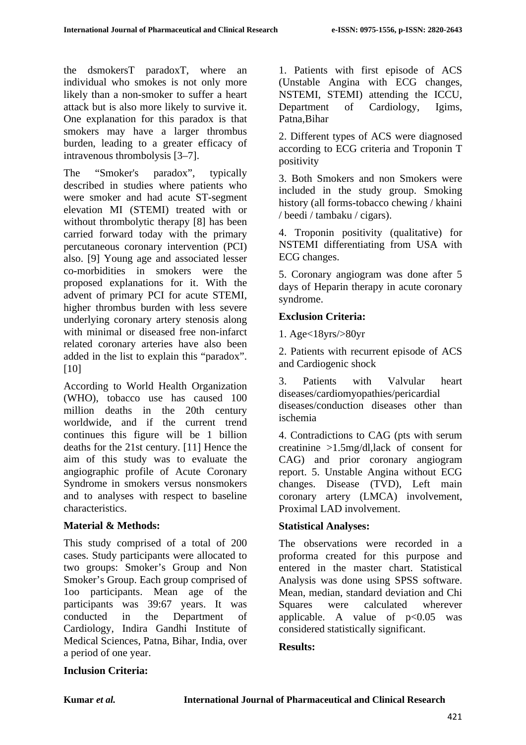the dsmokersT paradoxT, where an individual who smokes is not only more likely than a non-smoker to suffer a heart attack but is also more likely to survive it. One explanation for this paradox is that smokers may have a larger thrombus burden, leading to a greater efficacy of intravenous thrombolysis [3–7].

The "Smoker's paradox", typically described in studies where patients who were smoker and had acute ST-segment elevation MI (STEMI) treated with or without thrombolytic therapy [8] has been carried forward today with the primary percutaneous coronary intervention (PCI) also. [9] Young age and associated lesser co-morbidities in smokers were the proposed explanations for it. With the advent of primary PCI for acute STEMI, higher thrombus burden with less severe underlying coronary artery stenosis along with minimal or diseased free non-infarct related coronary arteries have also been added in the list to explain this "paradox". [10]

According to World Health Organization (WHO), tobacco use has caused 100 million deaths in the 20th century worldwide, and if the current trend continues this figure will be 1 billion deaths for the 21st century. [11] Hence the aim of this study was to evaluate the angiographic profile of Acute Coronary Syndrome in smokers versus nonsmokers and to analyses with respect to baseline characteristics.

**Material & Methods:**

This study comprised of a total of 200 cases. Study participants were allocated to two groups: Smoker's Group and Non Smoker's Group. Each group comprised of 1oo participants. Mean age of the participants was 39:67 years. It was conducted in the Department of Cardiology, Indira Gandhi Institute of Medical Sciences, Patna, Bihar, India, over a period of one year.

**Inclusion Criteria:**

1. Patients with first episode of ACS (Unstable Angina with ECG changes, NSTEMI, STEMI) attending the ICCU, Department of Cardiology, Igims, Patna,Bihar

2. Different types of ACS were diagnosed according to ECG criteria and Troponin T positivity

3. Both Smokers and non Smokers were included in the study group. Smoking history (all forms-tobacco chewing / khaini / beedi / tambaku / cigars).

4. Troponin positivity (qualitative) for NSTEMI differentiating from USA with ECG changes.

5. Coronary angiogram was done after 5 days of Heparin therapy in acute coronary syndrome.

**Exclusion Criteria:**

1. Age<18yrs/>80yr

2. Patients with recurrent episode of ACS and Cardiogenic shock

3. Patients with Valvular heart diseases/cardiomyopathies/pericardial diseases/conduction diseases other than ischemia

4. Contradictions to CAG (pts with serum creatinine >1.5mg/dl,lack of consent for CAG) and prior coronary angiogram report. 5. Unstable Angina without ECG changes. Disease (TVD), Left main coronary artery (LMCA) involvement, Proximal LAD involvement.

**Statistical Analyses:**

The observations were recorded in a proforma created for this purpose and entered in the master chart. Statistical Analysis was done using SPSS software. Mean, median, standard deviation and Chi Squares were calculated wherever applicable. A value of $p<0.05$ was considered statistically significant.

**Results:**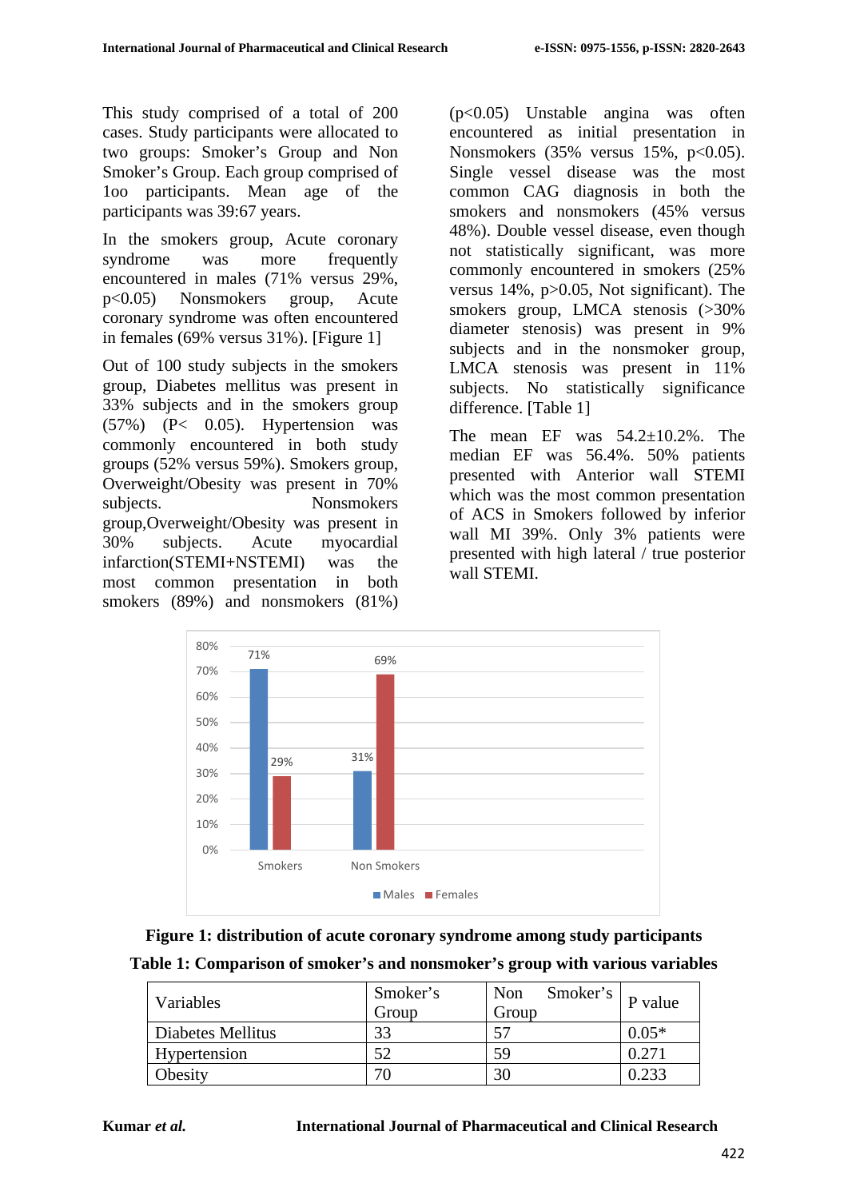This study comprised of a total of 200 cases. Study participants were allocated to two groups: Smoker's Group and Non Smoker's Group. Each group comprised of 1oo participants. Mean age of the participants was 39:67 years.

In the smokers group, Acute coronary syndrome was more frequently encountered in males (71% versus 29%, $p<0.05$) Nonsmokers group, Acute coronary syndrome was often encountered in females (69% versus 31%). [Figure 1]

Out of 100 study subjects in the smokers group, Diabetes mellitus was present in 33% subjects and in the smokers group (57%) ($P< 0.05$). Hypertension was commonly encountered in both study groups (52% versus 59%). Smokers group, Overweight/Obesity was present in 70% subjects. Nonsmokers group,Overweight/Obesity was present in 30% subjects. Acute myocardial infarction(STEMI+NSTEMI) was the most common presentation in both smokers (89%) and nonsmokers (81%) ($p<0.05$) Unstable angina was often encountered as initial presentation in Nonsmokers (35% versus 15%, $p<0.05$). Single vessel disease was the most common CAG diagnosis in both the smokers and nonsmokers (45% versus 48%). Double vessel disease, even though not statistically significant, was more commonly encountered in smokers (25% versus 14%, $p>0.05$, Not significant). The smokers group, LMCA stenosis (>30% diameter stenosis) was present in 9% subjects and in the nonsmoker group, LMCA stenosis was present in 11% subjects. No statistically significance difference. [Table 1]

The mean EF was 54.2±10.2%. The median EF was 56.4%. 50% patients presented with Anterior wall STEMI which was the most common presentation of ACS in Smokers followed by inferior wall MI 39%. Only 3% patients were presented with high lateral / true posterior wall STEMI.

**Figure 1: distribution of acute coronary syndrome among study participants**

**Table 1: Comparison of smoker's and nonsmoker's group with various variables**

| Variables | Smoker's Group | Non Smoker's Group | P value |
|---|---|---|---|
| Diabetes Mellitus | 33 | 57 | 0.05* |
| Hypertension | 52 | 59 | 0.271 |
| Obesity | 70 | 30 | 0.233 |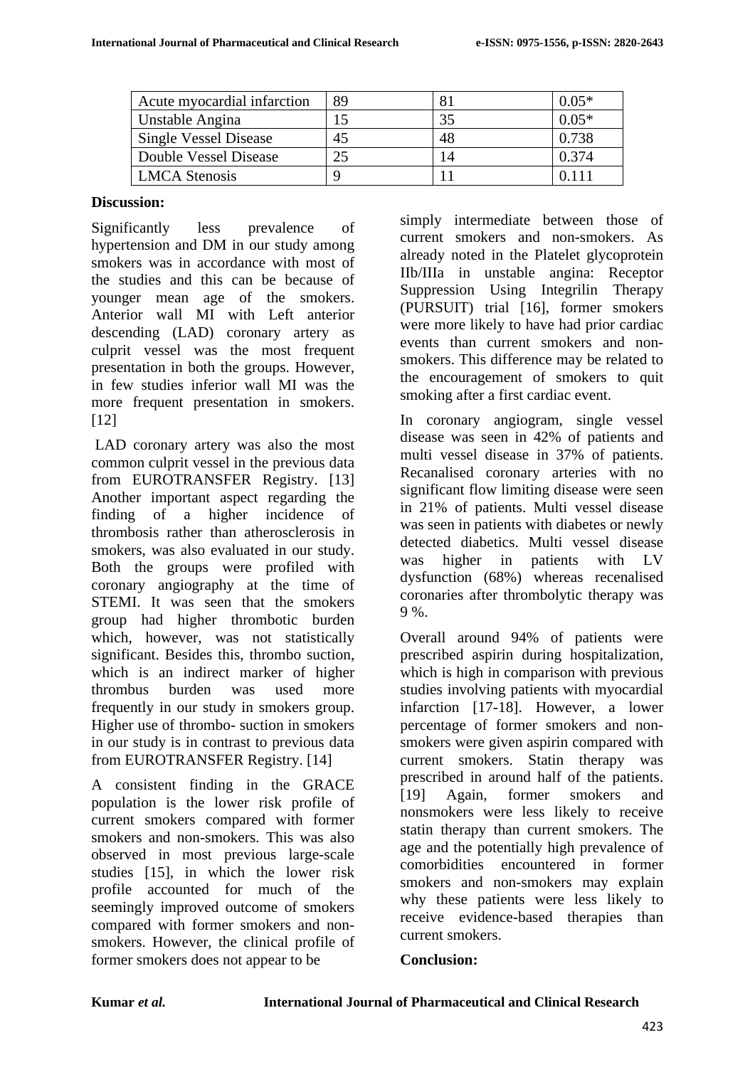| Acute myocardial infarction | 89 | 81 | 0.05* |
|---|---|---|---|
| Unstable Angina | 15 | 35 | 0.05* |
| Single Vessel Disease | 45 | 48 | 0.738 |
| Double Vessel Disease | 25 | 14 | 0.374 |
| LMCA Stenosis | 9 | 11 | 0.111 |

**Discussion:**

Significantly less prevalence of hypertension and DM in our study among smokers was in accordance with most of the studies and this can be because of younger mean age of the smokers. Anterior wall MI with Left anterior descending (LAD) coronary artery as culprit vessel was the most frequent presentation in both the groups. However, in few studies inferior wall MI was the more frequent presentation in smokers. [12]

LAD coronary artery was also the most common culprit vessel in the previous data from EUROTRANSFER Registry. [13] Another important aspect regarding the finding of a higher incidence of thrombosis rather than atherosclerosis in smokers, was also evaluated in our study. Both the groups were profiled with coronary angiography at the time of STEMI. It was seen that the smokers group had higher thrombotic burden which, however, was not statistically significant. Besides this, thrombo suction, which is an indirect marker of higher thrombus burden was used more frequently in our study in smokers group. Higher use of thrombo- suction in smokers in our study is in contrast to previous data from EUROTRANSFER Registry. [14]

A consistent finding in the GRACE population is the lower risk profile of current smokers compared with former smokers and non-smokers. This was also observed in most previous large-scale studies [15], in which the lower risk profile accounted for much of the seemingly improved outcome of smokers compared with former smokers and non-smokers. However, the clinical profile of former smokers does not appear to be simply intermediate between those of current smokers and non-smokers. As already noted in the Platelet glycoprotein IIb/IIIa in unstable angina: Receptor Suppression Using Integrilin Therapy (PURSUIT) trial [16], former smokers were more likely to have had prior cardiac events than current smokers and non-smokers. This difference may be related to the encouragement of smokers to quit smoking after a first cardiac event.

In coronary angiogram, single vessel disease was seen in 42% of patients and multi vessel disease in 37% of patients. Recanalised coronary arteries with no significant flow limiting disease were seen in 21% of patients. Multi vessel disease was seen in patients with diabetes or newly detected diabetics. Multi vessel disease was higher in patients with LV dysfunction (68%) whereas recenalised coronaries after thrombolytic therapy was 9 %.

Overall around 94% of patients were prescribed aspirin during hospitalization, which is high in comparison with previous studies involving patients with myocardial infarction [17-18]. However, a lower percentage of former smokers and non-smokers were given aspirin compared with current smokers. Statin therapy was prescribed in around half of the patients. [19] Again, former smokers and nonsmokers were less likely to receive statin therapy than current smokers. The age and the potentially high prevalence of comorbidities encountered in former smokers and non-smokers may explain why these patients were less likely to receive evidence-based therapies than current smokers.

**Conclusion:**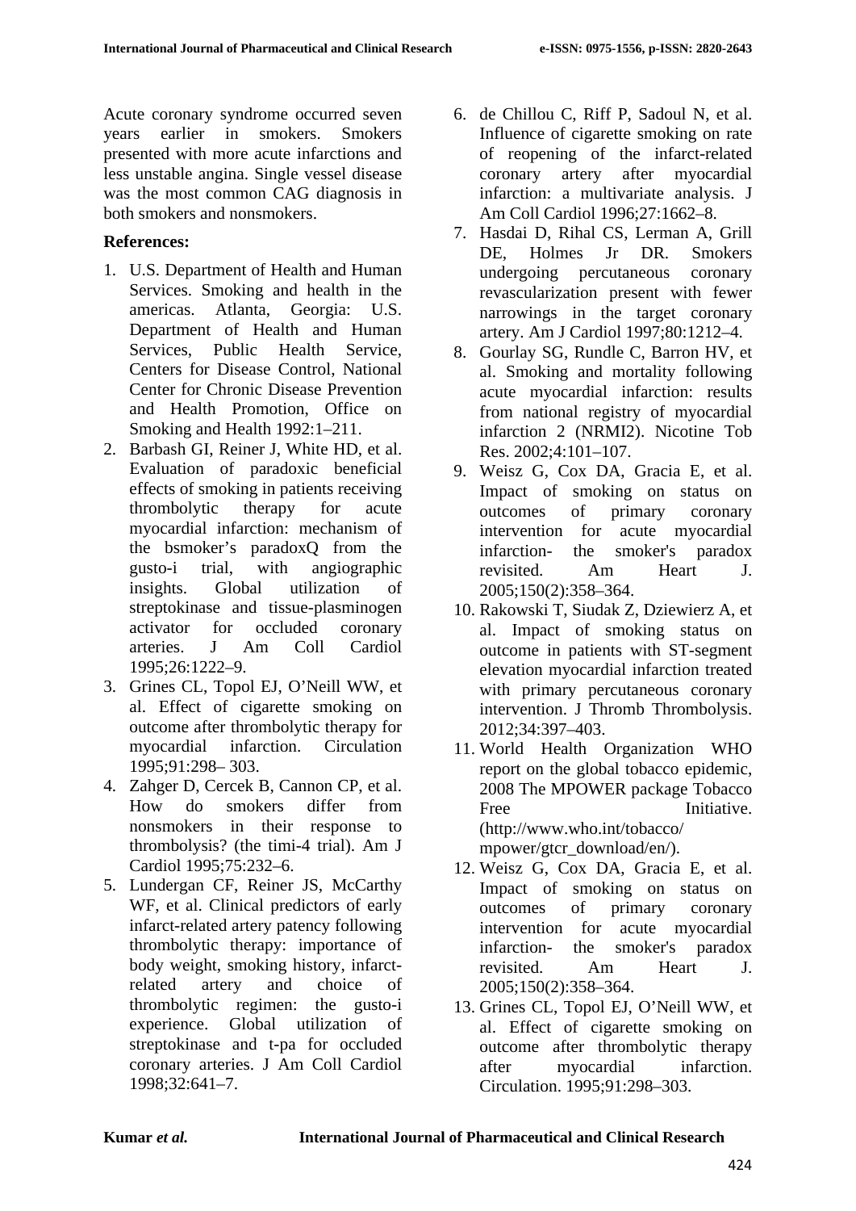Acute coronary syndrome occurred seven years earlier in smokers. Smokers presented with more acute infarctions and less unstable angina. Single vessel disease was the most common CAG diagnosis in both smokers and nonsmokers.

**References:**

1. U.S. Department of Health and Human Services. Smoking and health in the americas. Atlanta, Georgia: U.S. Department of Health and Human Services, Public Health Service, Centers for Disease Control, National Center for Chronic Disease Prevention and Health Promotion, Office on Smoking and Health 1992:1–211.
2. Barbash GI, Reiner J, White HD, et al. Evaluation of paradoxic beneficial effects of smoking in patients receiving thrombolytic therapy for acute myocardial infarction: mechanism of the bsmoker's paradoxQ from the gusto-i trial, with angiographic insights. Global utilization of streptokinase and tissue-plasminogen activator for occluded coronary arteries. J Am Coll Cardiol 1995;26:1222–9.
3. Grines CL, Topol EJ, O'Neill WW, et al. Effect of cigarette smoking on outcome after thrombolytic therapy for myocardial infarction. Circulation 1995;91:298– 303.
4. Zahger D, Cercek B, Cannon CP, et al. How do smokers differ from nonsmokers in their response to thrombolysis? (the timi-4 trial). Am J Cardiol 1995;75:232–6.
5. Lundergan CF, Reiner JS, McCarthy WF, et al. Clinical predictors of early infarct-related artery patency following thrombolytic therapy: importance of body weight, smoking history, infarct-related artery and choice of thrombolytic regimen: the gusto-i experience. Global utilization of streptokinase and t-pa for occluded coronary arteries. J Am Coll Cardiol 1998;32:641–7.
6. de Chillou C, Riff P, Sadoul N, et al. Influence of cigarette smoking on rate of reopening of the infarct-related coronary artery after myocardial infarction: a multivariate analysis. J Am Coll Cardiol 1996;27:1662–8.
7. Hasdai D, Rihal CS, Lerman A, Grill DE, Holmes Jr DR. Smokers undergoing percutaneous coronary revascularization present with fewer narrowings in the target coronary artery. Am J Cardiol 1997;80:1212–4.
8. Gourlay SG, Rundle C, Barron HV, et al. Smoking and mortality following acute myocardial infarction: results from national registry of myocardial infarction 2 (NRMI2). Nicotine Tob Res. 2002;4:101–107.
9. Weisz G, Cox DA, Gracia E, et al. Impact of smoking on status on outcomes of primary coronary intervention for acute myocardial infarction- the smoker's paradox revisited. Am Heart J. 2005;150(2):358–364.
10. Rakowski T, Siudak Z, Dziewierz A, et al. Impact of smoking status on outcome in patients with ST-segment elevation myocardial infarction treated with primary percutaneous coronary intervention. J Thromb Thrombolysis. 2012;34:397–403.
11. World Health Organization WHO report on the global tobacco epidemic, 2008 The MPOWER package Tobacco Free Initiative. (http://www.who.int/tobacco/mpower/gtcr_download/en/).
12. Weisz G, Cox DA, Gracia E, et al. Impact of smoking on status on outcomes of primary coronary intervention for acute myocardial infarction- the smoker's paradox revisited. Am Heart J. 2005;150(2):358–364.
13. Grines CL, Topol EJ, O'Neill WW, et al. Effect of cigarette smoking on outcome after thrombolytic therapy after myocardial infarction. Circulation. 1995;91:298–303.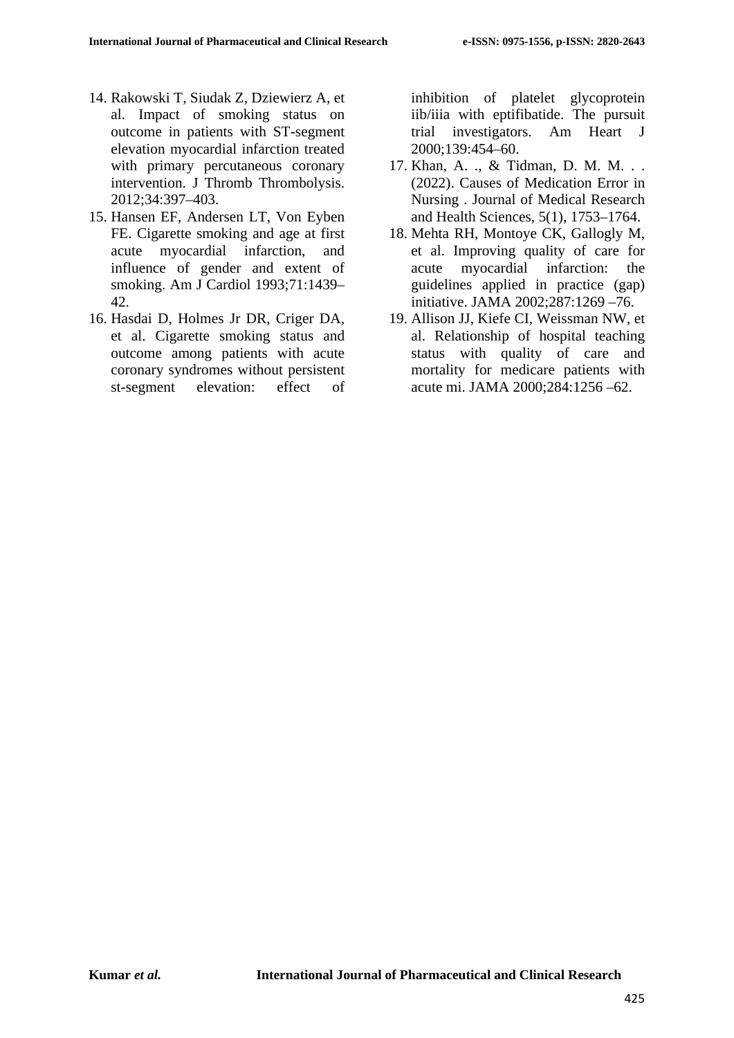14. Rakowski T, Siudak Z, Dziewierz A, et al. Impact of smoking status on outcome in patients with ST-segment elevation myocardial infarction treated with primary percutaneous coronary intervention. J Thromb Thrombolysis. 2012;34:397–403.
15. Hansen EF, Andersen LT, Von Eyben FE. Cigarette smoking and age at first acute myocardial infarction, and influence of gender and extent of smoking. Am J Cardiol 1993;71:1439–42.
16. Hasdai D, Holmes Jr DR, Criger DA, et al. Cigarette smoking status and outcome among patients with acute coronary syndromes without persistent st-segment elevation: effect of inhibition of platelet glycoprotein iib/iiia with eptifibatide. The pursuit trial investigators. Am Heart J 2000;139:454–60.
17. Khan, A. ., & Tidman, D. M. M. . . (2022). Causes of Medication Error in Nursing . Journal of Medical Research and Health Sciences, 5(1), 1753–1764.
18. Mehta RH, Montoye CK, Gallogly M, et al. Improving quality of care for acute myocardial infarction: the guidelines applied in practice (gap) initiative. JAMA 2002;287:1269 –76.
19. Allison JJ, Kiefe CI, Weissman NW, et al. Relationship of hospital teaching status with quality of care and mortality for medicare patients with acute mi. JAMA 2000;284:1256 –62.